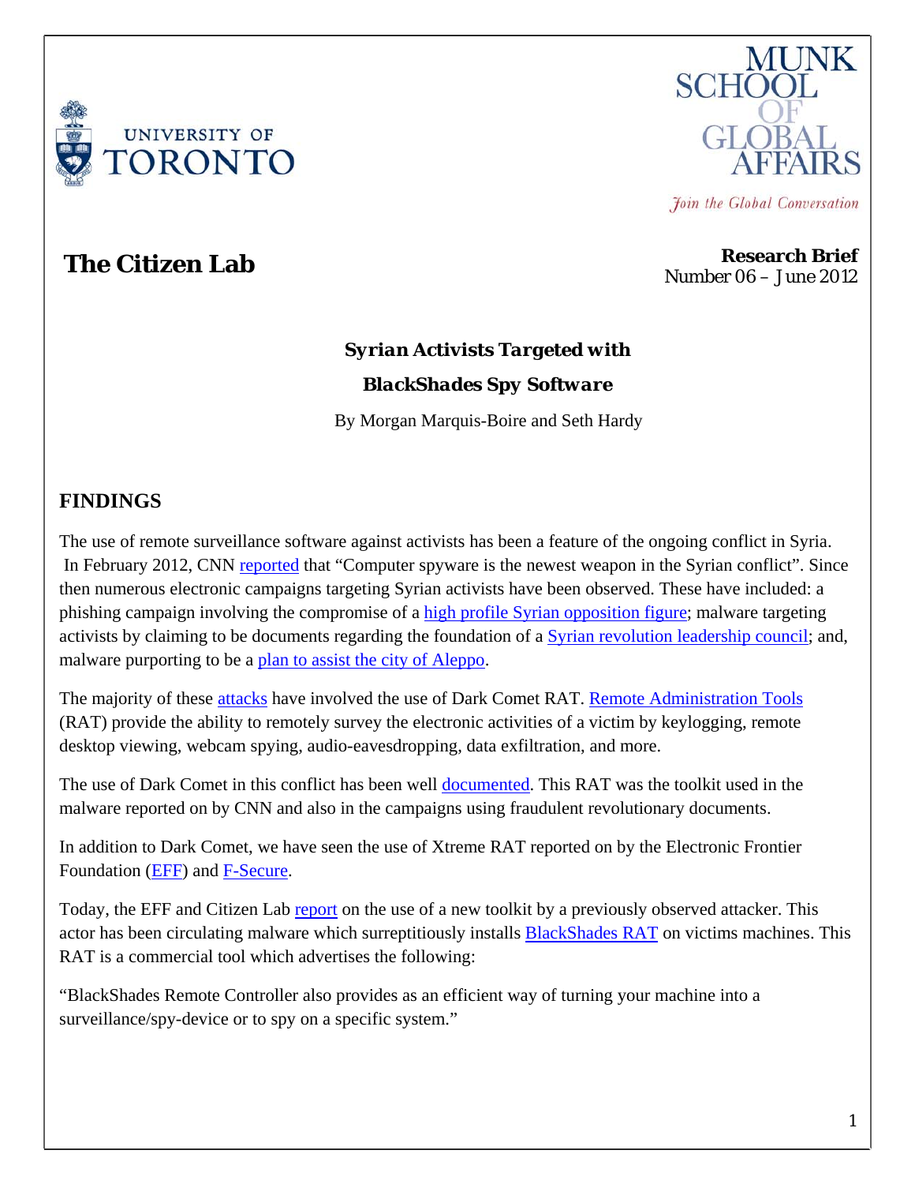UNIVERSITY OF TORONTO

MUNK SCHOOL OF GLOBAL AFFAIRS

*Join the Global Conversation*

**The Citizen Lab**

**Research Brief**
*Number 06 – June 2012*

## *Syrian Activists Targeted with BlackShades Spy Software*

By Morgan Marquis-Boire and Seth Hardy

## FINDINGS

The use of remote surveillance software against activists has been a feature of the ongoing conflict in Syria. In February 2012, CNN reported that "Computer spyware is the newest weapon in the Syrian conflict". Since then numerous electronic campaigns targeting Syrian activists have been observed. These have included: a phishing campaign involving the compromise of a high profile Syrian opposition figure; malware targeting activists by claiming to be documents regarding the foundation of a Syrian revolution leadership council; and, malware purporting to be a plan to assist the city of Aleppo.

The majority of these attacks have involved the use of Dark Comet RAT. Remote Administration Tools (RAT) provide the ability to remotely survey the electronic activities of a victim by keylogging, remote desktop viewing, webcam spying, audio-eavesdropping, data exfiltration, and more.

The use of Dark Comet in this conflict has been well documented. This RAT was the toolkit used in the malware reported on by CNN and also in the campaigns using fraudulent revolutionary documents.

In addition to Dark Comet, we have seen the use of Xtreme RAT reported on by the Electronic Frontier Foundation (EFF) and F-Secure.

Today, the EFF and Citizen Lab report on the use of a new toolkit by a previously observed attacker. This actor has been circulating malware which surreptitiously installs BlackShades RAT on victims machines. This RAT is a commercial tool which advertises the following:

"BlackShades Remote Controller also provides as an efficient way of turning your machine into a surveillance/spy-device or to spy on a specific system."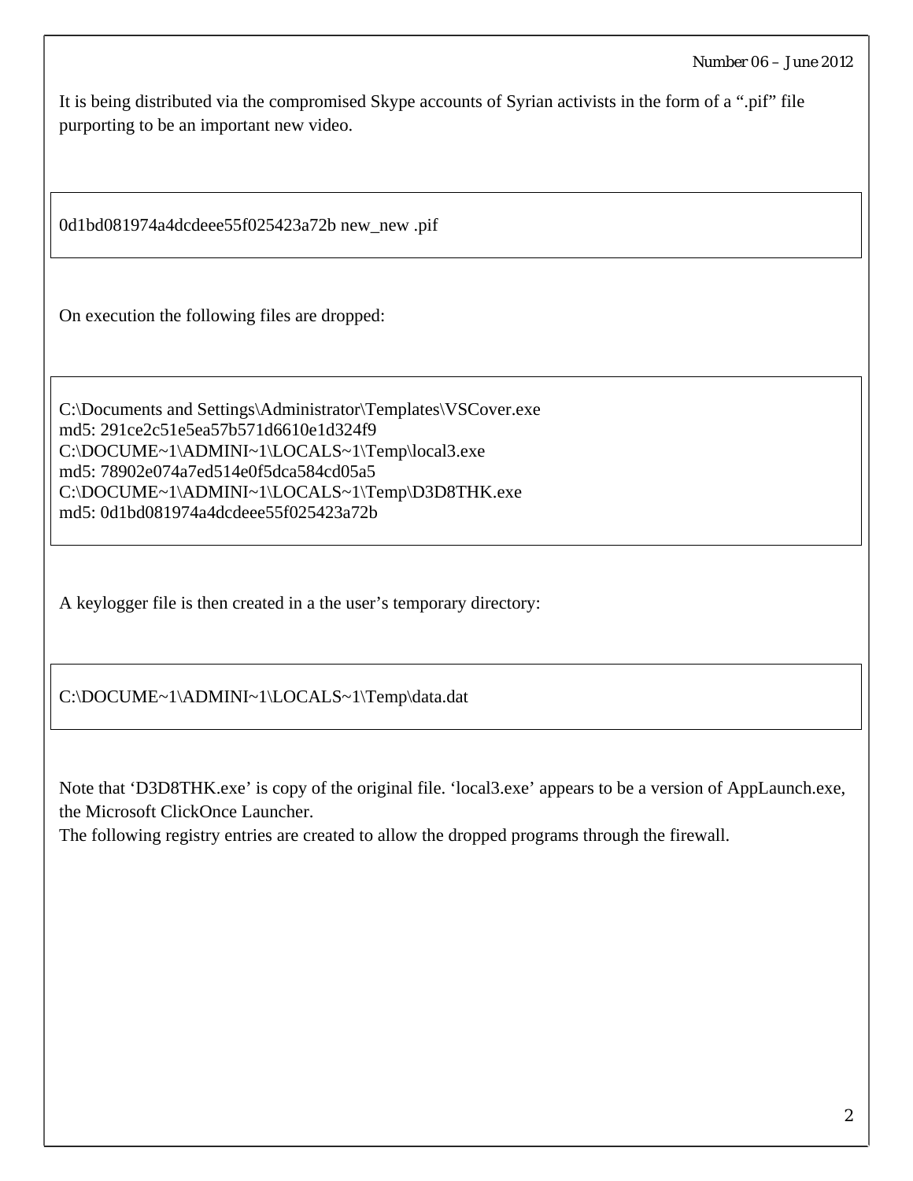It is being distributed via the compromised Skype accounts of Syrian activists in the form of a ".pif" file purporting to be an important new video.

```
0d1bd081974a4dcdeee55f025423a72b new_new .pif
```

On execution the following files are dropped:

```
C:\Documents and Settings\Administrator\Templates\VSCover.exe
md5: 291ce2c51e5ea57b571d6610e1d324f9
C:\DOCUME~1\ADMINI~1\LOCALS~1\Temp\local3.exe
md5: 78902e074a7ed514e0f5dca584cd05a5
C:\DOCUME~1\ADMINI~1\LOCALS~1\Temp\D3D8THK.exe
md5: 0d1bd081974a4dcdeee55f025423a72b
```

A keylogger file is then created in a the user's temporary directory:

```
C:\DOCUME~1\ADMINI~1\LOCALS~1\Temp\data.dat
```

Note that 'D3D8THK.exe' is copy of the original file. 'local3.exe' appears to be a version of AppLaunch.exe, the Microsoft ClickOnce Launcher.
The following registry entries are created to allow the dropped programs through the firewall.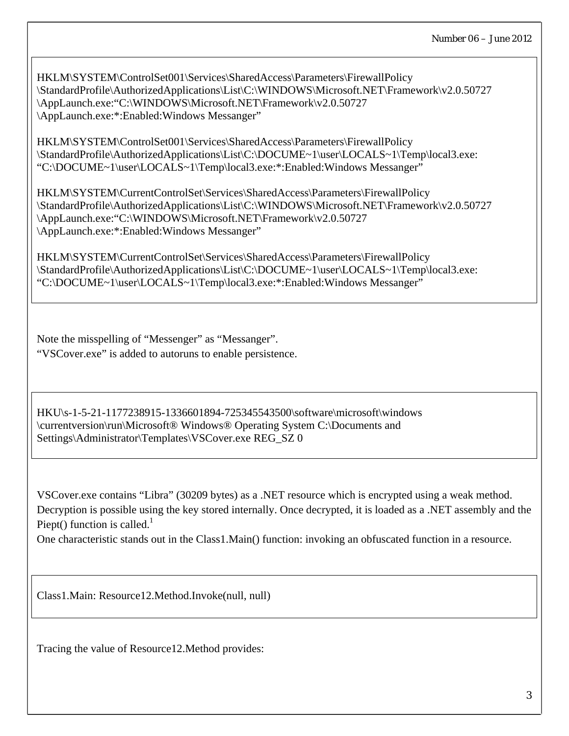```
HKLM\SYSTEM\ControlSet001\Services\SharedAccess\Parameters\FirewallPolicy
\StandardProfile\AuthorizedApplications\List\C:\WINDOWS\Microsoft.NET\Framework\v2.0.50727
\AppLaunch.exe:"C:\WINDOWS\Microsoft.NET\Framework\v2.0.50727
\AppLaunch.exe:*:Enabled:Windows Messanger"

HKLM\SYSTEM\ControlSet001\Services\SharedAccess\Parameters\FirewallPolicy
\StandardProfile\AuthorizedApplications\List\C:\DOCUME~1\user\LOCALS~1\Temp\local3.exe:
"C:\DOCUME~1\user\LOCALS~1\Temp\local3.exe:*:Enabled:Windows Messanger"

HKLM\SYSTEM\CurrentControlSet\Services\SharedAccess\Parameters\FirewallPolicy
\StandardProfile\AuthorizedApplications\List\C:\WINDOWS\Microsoft.NET\Framework\v2.0.50727
\AppLaunch.exe:"C:\WINDOWS\Microsoft.NET\Framework\v2.0.50727
\AppLaunch.exe:*:Enabled:Windows Messanger"

HKLM\SYSTEM\CurrentControlSet\Services\SharedAccess\Parameters\FirewallPolicy
\StandardProfile\AuthorizedApplications\List\C:\DOCUME~1\user\LOCALS~1\Temp\local3.exe:
"C:\DOCUME~1\user\LOCALS~1\Temp\local3.exe:*:Enabled:Windows Messanger"
```

Note the misspelling of "Messenger" as "Messanger".
"VSCover.exe" is added to autoruns to enable persistence.

```
HKU\s-1-5-21-1177238915-1336601894-725345543500\software\microsoft\windows
\currentversion\run\Microsoft® Windows® Operating System C:\Documents and
Settings\Administrator\Templates\VSCover.exe REG_SZ 0
```

VSCover.exe contains "Libra" (30209 bytes) as a .NET resource which is encrypted using a weak method. Decryption is possible using the key stored internally. Once decrypted, it is loaded as a .NET assembly and the Piept() function is called.[1]
One characteristic stands out in the Class1.Main() function: invoking an obfuscated function in a resource.

```
Class1.Main: Resource12.Method.Invoke(null, null)
```

Tracing the value of Resource12.Method provides: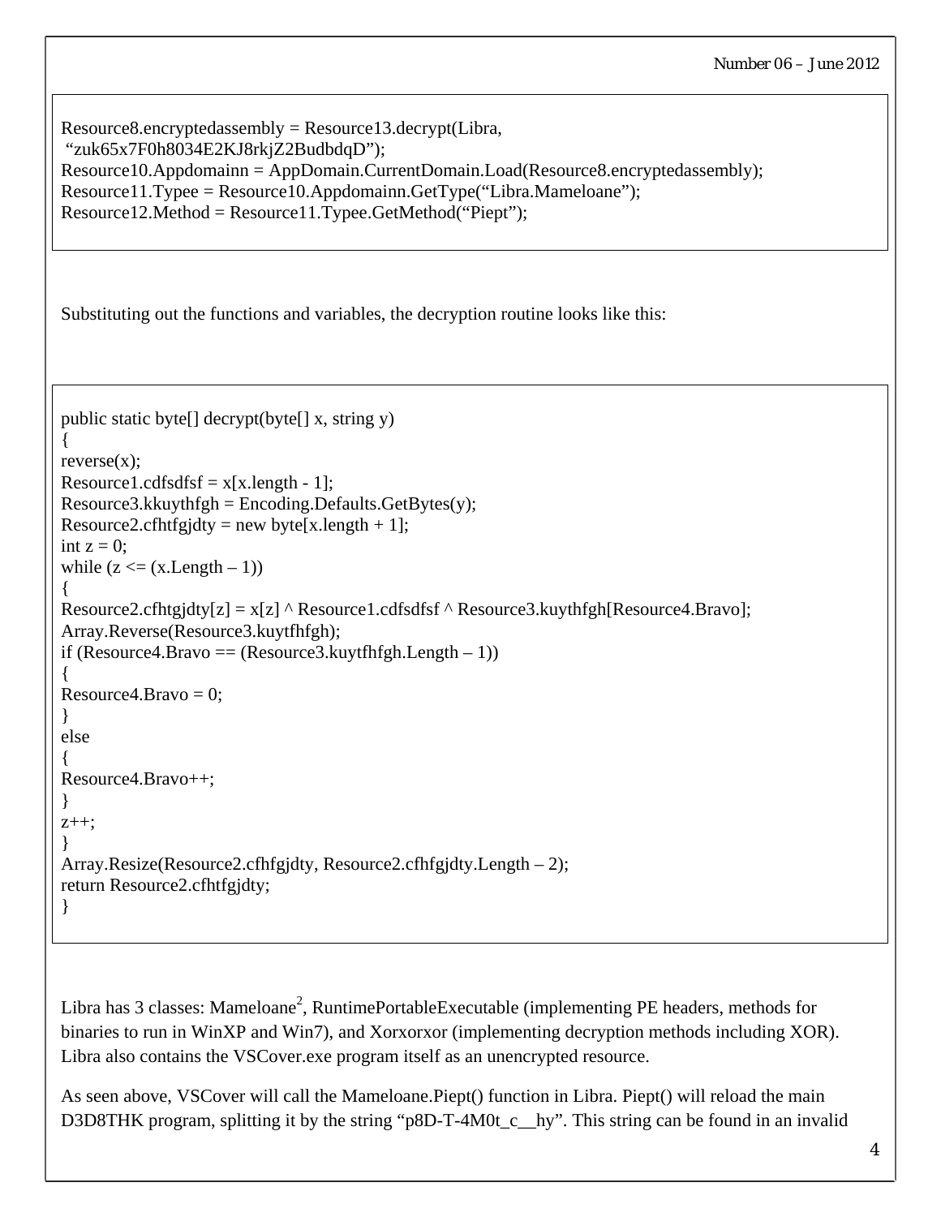```
Resource8.encryptedassembly = Resource13.decrypt(Libra,
 "zuk65x7F0h8034E2KJ8rkjZ2BudbdqD");
Resource10.Appdomainn = AppDomain.CurrentDomain.Load(Resource8.encryptedassembly);
Resource11.Typee = Resource10.Appdomainn.GetType("Libra.Mameloane");
Resource12.Method = Resource11.Typee.GetMethod("Piept");
```

Substituting out the functions and variables, the decryption routine looks like this:

```
public static byte[] decrypt(byte[] x, string y)
{
reverse(x);
Resource1.cdfsdfsf = x[x.length - 1];
Resource3.kkuythfgh = Encoding.Defaults.GetBytes(y);
Resource2.cfhtfgjdty = new byte[x.length + 1];
int z = 0;
while (z <= (x.Length – 1))
{
Resource2.cfhtgjdty[z] = x[z] ^ Resource1.cdfsdfsf ^ Resource3.kuythfgh[Resource4.Bravo];
Array.Reverse(Resource3.kuytfhfgh);
if (Resource4.Bravo == (Resource3.kuytfhfgh.Length – 1))
{
Resource4.Bravo = 0;
}
else
{
Resource4.Bravo++;
}
z++;
}
Array.Resize(Resource2.cfhfgjdty, Resource2.cfhfgjdty.Length – 2);
return Resource2.cfhtfgjdty;
}
```

Libra has 3 classes: Mameloane[2], RuntimePortableExecutable (implementing PE headers, methods for binaries to run in WinXP and Win7), and Xorxorxor (implementing decryption methods including XOR). Libra also contains the VSCover.exe program itself as an unencrypted resource.

As seen above, VSCover will call the Mameloane.Piept() function in Libra. Piept() will reload the main D3D8THK program, splitting it by the string "p8D-T-4M0t_c__hy". This string can be found in an invalid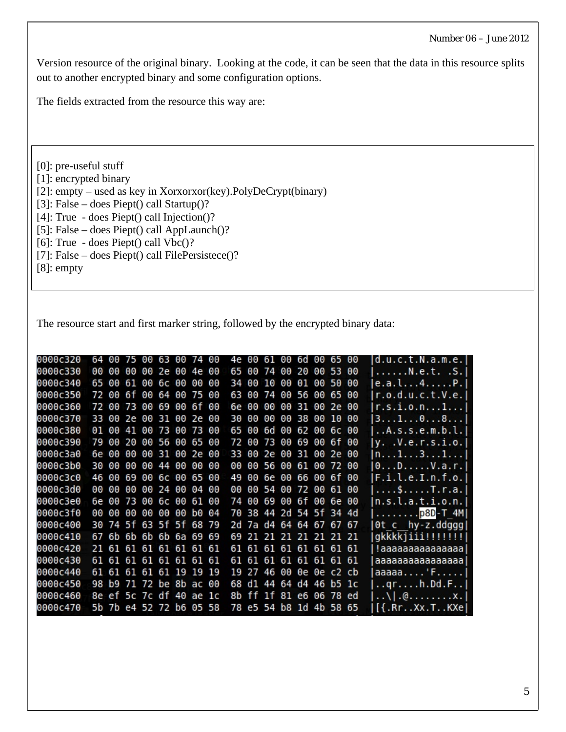Version resource of the original binary. Looking at the code, it can be seen that the data in this resource splits out to another encrypted binary and some configuration options.

The fields extracted from the resource this way are:

```
[0]: pre-useful stuff
[1]: encrypted binary
[2]: empty – used as key in Xorxorxor(key).PolyDeCrypt(binary)
[3]: False – does Piept() call Startup()?
[4]: True  - does Piept() call Injection()?
[5]: False – does Piept() call AppLaunch()?
[6]: True  - does Piept() call Vbc()?
[7]: False – does Piept() call FilePersistece()?
[8]: empty
```

The resource start and first marker string, followed by the encrypted binary data:

```
0000c320  64 00 75 00 63 00 74 00  4e 00 61 00 6d 00 65 00  |d.u.c.t.N.a.m.e.|
0000c330  00 00 00 00 2e 00 4e 00  65 00 74 00 20 00 53 00  |......N.e.t. .S.|
0000c340  65 00 61 00 6c 00 00 00  34 00 10 00 01 00 50 00  |e.a.l...4.....P.|
0000c350  72 00 6f 00 64 00 75 00  63 00 74 00 56 00 65 00  |r.o.d.u.c.t.V.e.|
0000c360  72 00 73 00 69 00 6f 00  6e 00 00 00 31 00 2e 00  |r.s.i.o.n...1...|
0000c370  33 00 2e 00 31 00 2e 00  30 00 00 00 38 00 10 00  |3...1...0...8...|
0000c380  01 00 41 00 73 00 73 00  65 00 6d 00 62 00 6c 00  |..A.s.s.e.m.b.l.|
0000c390  79 00 20 00 56 00 65 00  72 00 73 00 69 00 6f 00  |y. .V.e.r.s.i.o.|
0000c3a0  6e 00 00 00 31 00 2e 00  33 00 2e 00 31 00 2e 00  |n...1...3...1...|
0000c3b0  30 00 00 00 44 00 00 00  00 00 56 00 61 00 72 00  |0...D.....V.a.r.|
0000c3c0  46 00 69 00 6c 00 65 00  49 00 6e 00 66 00 6f 00  |F.i.l.e.I.n.f.o.|
0000c3d0  00 00 00 00 24 00 04 00  00 00 54 00 72 00 61 00  |....$.....T.r.a.|
0000c3e0  6e 00 73 00 6c 00 61 00  74 00 69 00 6f 00 6e 00  |n.s.l.a.t.i.o.n.|
0000c3f0  00 00 00 00 00 00 b0 04  70 38 44 2d 54 5f 34 4d  |........p8D-T_4M|
0000c400  30 74 5f 63 5f 5f 68 79  2d 7a d4 64 64 67 67 67  |0t_c__hy-z.ddggg|
0000c410  67 6b 6b 6b 6b 6a 69 69  69 21 21 21 21 21 21 21  |gkkkkjiii!!!!!!!|
0000c420  21 61 61 61 61 61 61 61  61 61 61 61 61 61 61 61  |!aaaaaaaaaaaaaaa|
0000c430  61 61 61 61 61 61 61 61  61 61 61 61 61 61 61 61  |aaaaaaaaaaaaaaaa|
0000c440  61 61 61 61 61 19 19 19  19 27 46 00 0e 0e c2 cb  |aaaaa....'F.....|
0000c450  98 b9 71 72 be 8b ac 00  68 d1 44 64 d4 46 b5 1c  |..qr....h.Dd.F..|
0000c460  8e ef 5c 7c df 40 ae 1c  8b ff 1f 81 e6 06 78 ed  |..\|.@........x.|
0000c470  5b 7b e4 52 72 b6 05 58  78 e5 54 b8 1d 4b 58 65  |[{.Rr..Xx.T..KXe|
```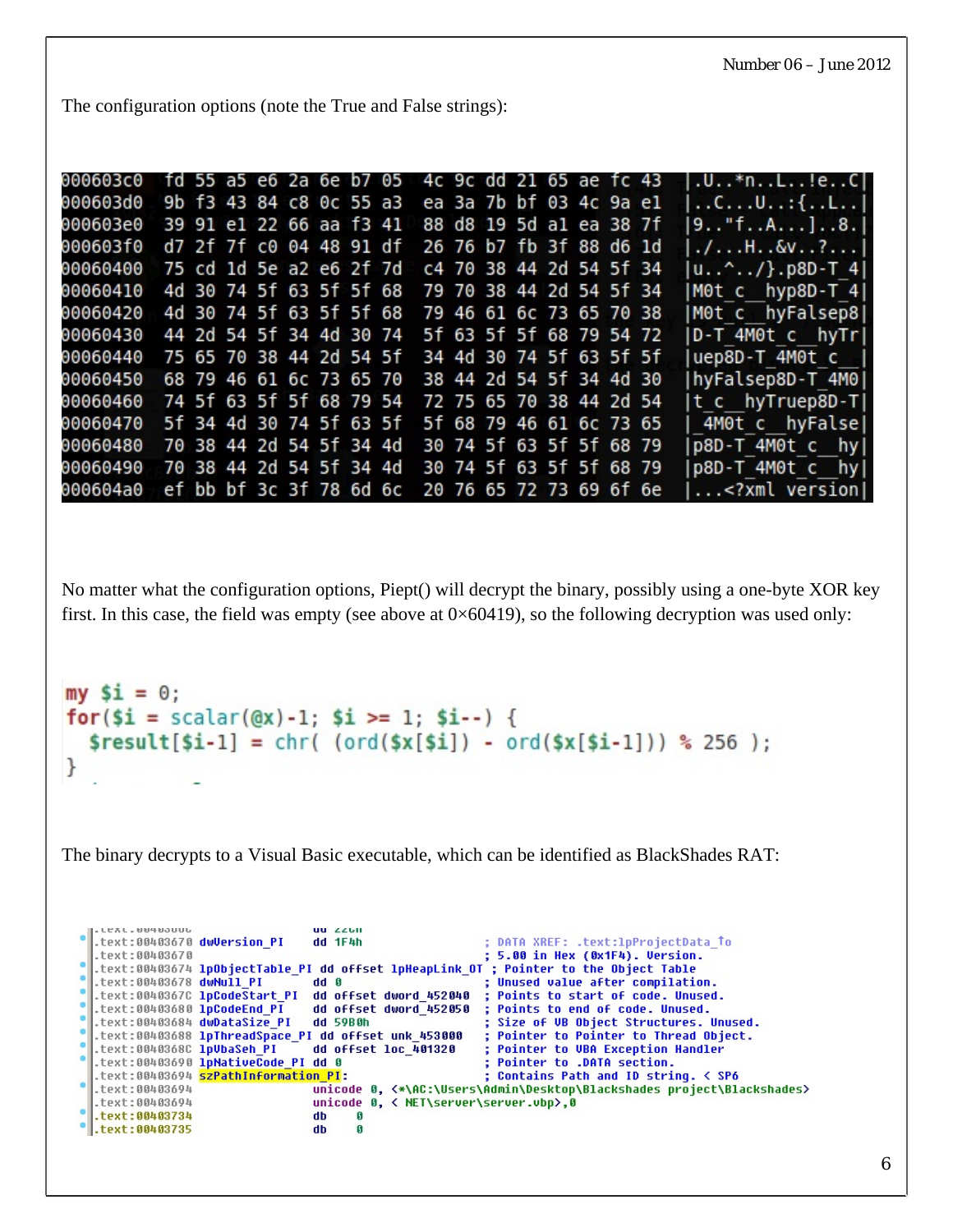The configuration options (note the True and False strings):

```
000603c0  fd 55 a5 e6 2a 6e b7 05  4c 9c dd 21 65 ae fc 43  |.U..*n..L..!e..C|
000603d0  9b f3 43 84 c8 0c 55 a3  ea 3a 7b bf 03 4c 9a e1  |..C...U..:{..L..|
000603e0  39 91 e1 22 66 aa f3 41  88 d8 19 5d a1 ea 38 7f  |9.."f..A...]..8.|
000603f0  d7 2f 7f c0 04 48 91 df  26 76 b7 fb 3f 88 d6 1d  |./...H..&v..?...|
00060400  75 cd 1d 5e a2 e6 2f 7d  c4 70 38 44 2d 54 5f 34  |u..^../}.p8D-T_4|
00060410  4d 30 74 5f 63 5f 5f 68  79 70 38 44 2d 54 5f 34  |M0t_c__hyp8D-T_4|
00060420  4d 30 74 5f 63 5f 5f 68  79 46 61 6c 73 65 70 38  |M0t_c__hyFalsep8|
00060430  44 2d 54 5f 34 4d 30 74  5f 63 5f 5f 68 79 54 72  |D-T_4M0t_c__hyTr|
00060440  75 65 70 38 44 2d 54 5f  34 4d 30 74 5f 63 5f 5f  |uep8D-T_4M0t_c__|
00060450  68 79 46 61 6c 73 65 70  38 44 2d 54 5f 34 4d 30  |hyFalsep8D-T_4M0|
00060460  74 5f 63 5f 5f 68 79 54  72 75 65 70 38 44 2d 54  |t_c__hyTruep8D-T|
00060470  5f 34 4d 30 74 5f 63 5f  5f 68 79 46 61 6c 73 65  |_4M0t_c__hyFalse|
00060480  70 38 44 2d 54 5f 34 4d  30 74 5f 63 5f 5f 68 79  |p8D-T_4M0t_c__hy|
00060490  70 38 44 2d 54 5f 34 4d  30 74 5f 63 5f 5f 68 79  |p8D-T_4M0t_c__hy|
000604a0  ef bb bf 3c 3f 78 6d 6c  20 76 65 72 73 69 6f 6e  |...<?xml version|
```

No matter what the configuration options, Piept() will decrypt the binary, possibly using a one-byte XOR key first. In this case, the field was empty (see above at 0×60419), so the following decryption was used only:

```perl
my $i = 0;
for($i = scalar(@x)-1; $i >= 1; $i--) {
  $result[$i-1] = chr( (ord($x[$i]) - ord($x[$i-1])) % 256 );
}
```

The binary decrypts to a Visual Basic executable, which can be identified as BlackShades RAT:

```
.text:00403670 dwVersion_PI      dd 1F4h                 ; DATA XREF: .text:lpProjectData_↑o
.text:00403670                                           ; 5.00 in Hex (0x1F4). Version.
.text:00403674 lpObjectTable_PI dd offset lpHeapLink_OT ; Pointer to the Object Table
.text:00403678 dwNull_PI         dd 0                    ; Unused value after compilation.
.text:0040367C lpCodeStart_PI    dd offset dword_452040  ; Points to start of code. Unused.
.text:00403680 lpCodeEnd_PI      dd offset dword_452050  ; Points to end of code. Unused.
.text:00403684 dwDataSize_PI     dd 59B0h                ; Size of VB Object Structures. Unused.
.text:00403688 lpThreadSpace_PI dd offset unk_453000    ; Pointer to Pointer to Thread Object.
.text:0040368C lpVbaSeh_PI       dd offset loc_401320    ; Pointer to VBA Exception Handler
.text:00403690 lpNativeCode_PI   dd 0                    ; Pointer to .DATA section.
.text:00403694 szPathInformation_PI:                     ; Contains Path and ID string. < SP6
.text:00403694                   unicode 0, <*\AC:\Users\Admin\Desktop\Blackshades project\Blackshades>
.text:00403694                   unicode 0, < NET\server\server.vbp>,0
.text:00403734                   db    0
.text:00403735                   db    0
```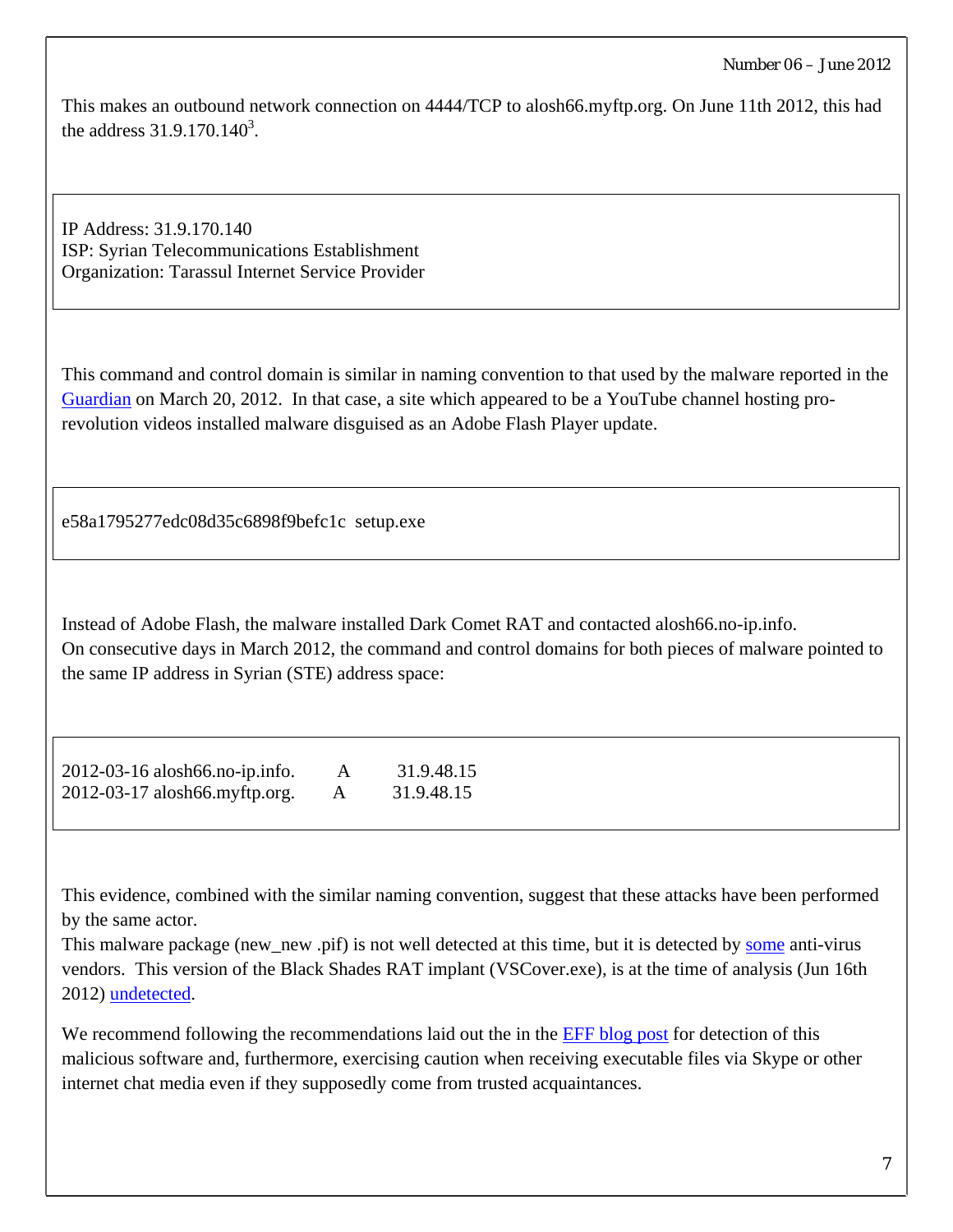This makes an outbound network connection on 4444/TCP to alosh66.myftp.org. On June 11th 2012, this had the address 31.9.170.140[3].

```
IP Address: 31.9.170.140
ISP: Syrian Telecommunications Establishment
Organization: Tarassul Internet Service Provider
```

This command and control domain is similar in naming convention to that used by the malware reported in the Guardian on March 20, 2012. In that case, a site which appeared to be a YouTube channel hosting pro-revolution videos installed malware disguised as an Adobe Flash Player update.

```
e58a1795277edc08d35c6898f9befc1c  setup.exe
```

Instead of Adobe Flash, the malware installed Dark Comet RAT and contacted alosh66.no-ip.info.
On consecutive days in March 2012, the command and control domains for both pieces of malware pointed to the same IP address in Syrian (STE) address space:

```
2012-03-16 alosh66.no-ip.info.    A    31.9.48.15
2012-03-17 alosh66.myftp.org.     A    31.9.48.15
```

This evidence, combined with the similar naming convention, suggest that these attacks have been performed by the same actor.
This malware package (new_new .pif) is not well detected at this time, but it is detected by some anti-virus vendors. This version of the Black Shades RAT implant (VSCover.exe), is at the time of analysis (Jun 16th 2012) undetected.

We recommend following the recommendations laid out the in the EFF blog post for detection of this malicious software and, furthermore, exercising caution when receiving executable files via Skype or other internet chat media even if they supposedly come from trusted acquaintances.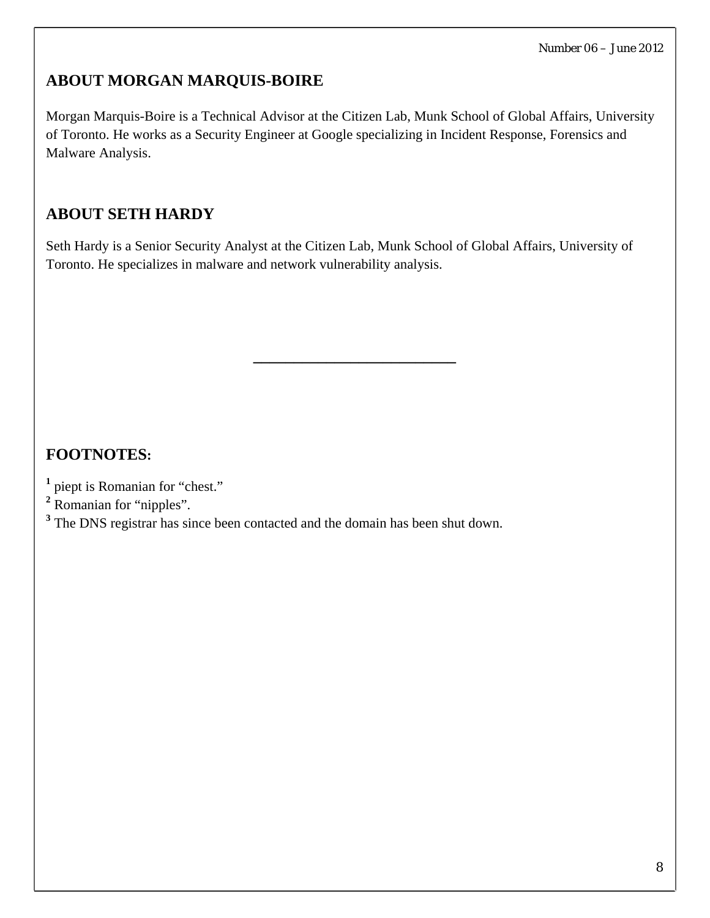## ABOUT MORGAN MARQUIS-BOIRE

Morgan Marquis-Boire is a Technical Advisor at the Citizen Lab, Munk School of Global Affairs, University of Toronto. He works as a Security Engineer at Google specializing in Incident Response, Forensics and Malware Analysis.

## ABOUT SETH HARDY

Seth Hardy is a Senior Security Analyst at the Citizen Lab, Munk School of Global Affairs, University of Toronto. He specializes in malware and network vulnerability analysis.

---

## FOOTNOTES:

[1] piept is Romanian for “chest.”
[2] Romanian for “nipples”.
[3] The DNS registrar has since been contacted and the domain has been shut down.